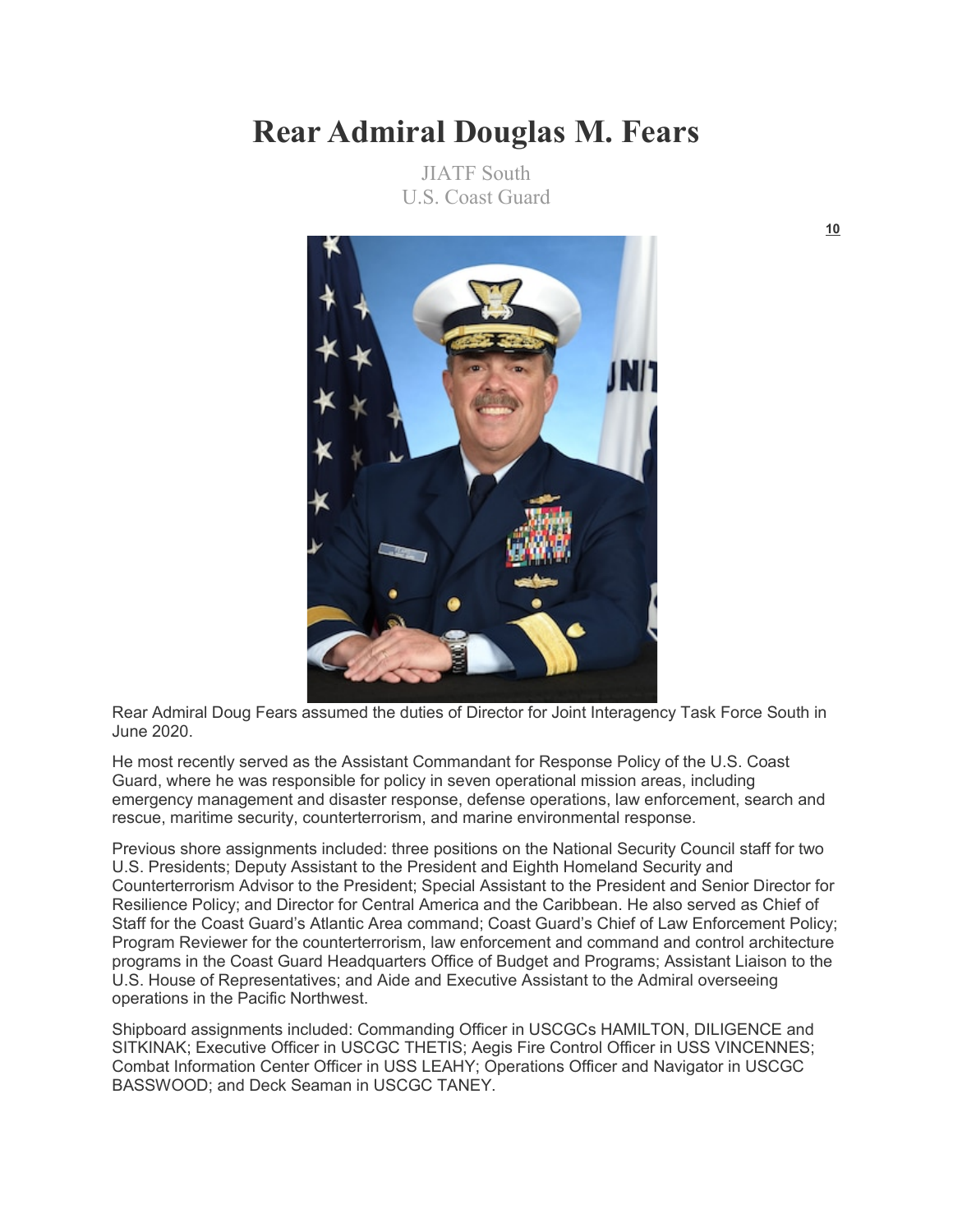# Rear Admiral Douglas M. Fears

JIATF South
U.S. Coast Guard

Rear Admiral Doug Fears assumed the duties of Director for Joint Interagency Task Force South in June 2020.

He most recently served as the Assistant Commandant for Response Policy of the U.S. Coast Guard, where he was responsible for policy in seven operational mission areas, including emergency management and disaster response, defense operations, law enforcement, search and rescue, maritime security, counterterrorism, and marine environmental response.

Previous shore assignments included: three positions on the National Security Council staff for two U.S. Presidents; Deputy Assistant to the President and Eighth Homeland Security and Counterterrorism Advisor to the President; Special Assistant to the President and Senior Director for Resilience Policy; and Director for Central America and the Caribbean. He also served as Chief of Staff for the Coast Guard's Atlantic Area command; Coast Guard's Chief of Law Enforcement Policy; Program Reviewer for the counterterrorism, law enforcement and command and control architecture programs in the Coast Guard Headquarters Office of Budget and Programs; Assistant Liaison to the U.S. House of Representatives; and Aide and Executive Assistant to the Admiral overseeing operations in the Pacific Northwest.

Shipboard assignments included: Commanding Officer in USCGCs HAMILTON, DILIGENCE and SITKINAK; Executive Officer in USCGC THETIS; Aegis Fire Control Officer in USS VINCENNES; Combat Information Center Officer in USS LEAHY; Operations Officer and Navigator in USCGC BASSWOOD; and Deck Seaman in USCGC TANEY.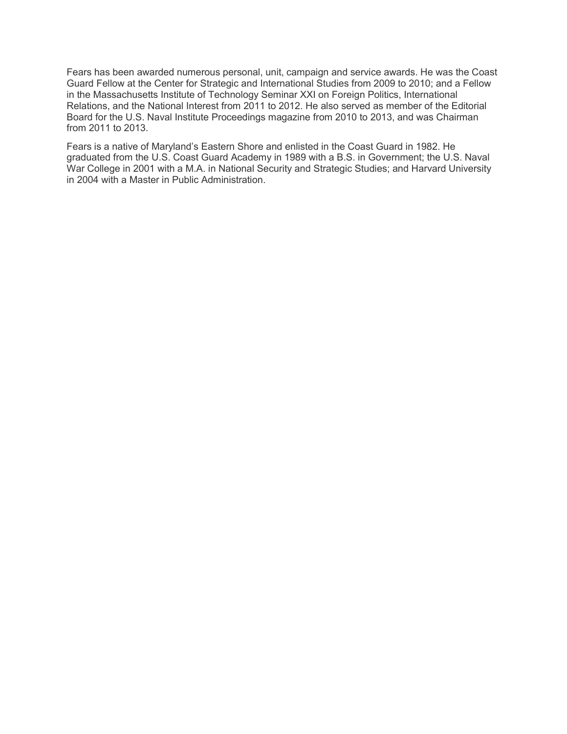Fears has been awarded numerous personal, unit, campaign and service awards. He was the Coast Guard Fellow at the Center for Strategic and International Studies from 2009 to 2010; and a Fellow in the Massachusetts Institute of Technology Seminar XXI on Foreign Politics, International Relations, and the National Interest from 2011 to 2012. He also served as member of the Editorial Board for the U.S. Naval Institute Proceedings magazine from 2010 to 2013, and was Chairman from 2011 to 2013.

Fears is a native of Maryland's Eastern Shore and enlisted in the Coast Guard in 1982. He graduated from the U.S. Coast Guard Academy in 1989 with a B.S. in Government; the U.S. Naval War College in 2001 with a M.A. in National Security and Strategic Studies; and Harvard University in 2004 with a Master in Public Administration.